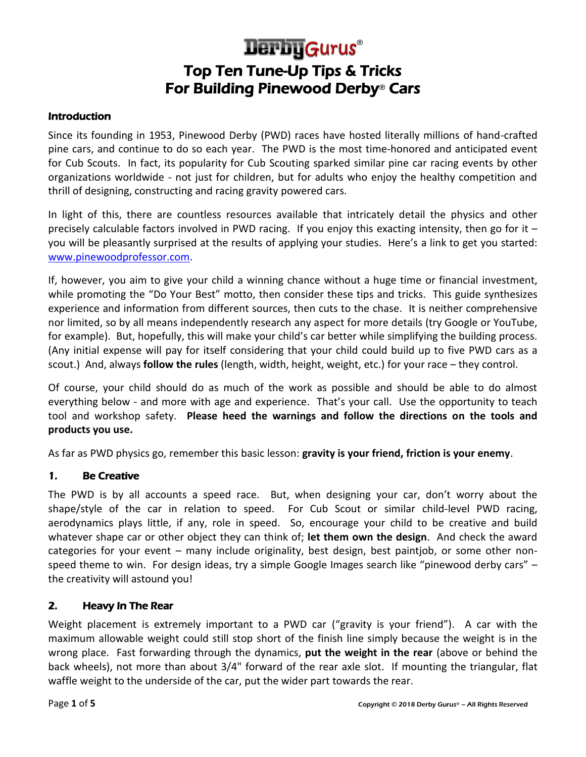# DerbyGurus®

# Top Ten Tune-Up Tips & Tricks For Building Pinewood Derby® Cars

### Introduction

Since its founding in 1953, Pinewood Derby (PWD) races have hosted literally millions of hand-crafted pine cars, and continue to do so each year. The PWD is the most time-honored and anticipated event for Cub Scouts. In fact, its popularity for Cub Scouting sparked similar pine car racing events by other organizations worldwide - not just for children, but for adults who enjoy the healthy competition and thrill of designing, constructing and racing gravity powered cars.

In light of this, there are countless resources available that intricately detail the physics and other precisely calculable factors involved in PWD racing. If you enjoy this exacting intensity, then go for it – you will be pleasantly surprised at the results of applying your studies. Here's a link to get you started: [www.pinewoodprofessor.com](http://www.pinewoodprofessor.com).

If, however, you aim to give your child a winning chance without a huge time or financial investment, while promoting the "Do Your Best" motto, then consider these tips and tricks. This guide synthesizes experience and information from different sources, then cuts to the chase. It is neither comprehensive nor limited, so by all means independently research any aspect for more details (try Google or YouTube, for example). But, hopefully, this will make your child's car better while simplifying the building process. (Any initial expense will pay for itself considering that your child could build up to five PWD cars as a scout.) And, always **follow the rules** (length, width, height, weight, etc.) for your race – they control.

Of course, your child should do as much of the work as possible and should be able to do almost everything below - and more with age and experience. That's your call. Use the opportunity to teach tool and workshop safety. **Please heed the warnings and follow the directions on the tools and products you use.**

As far as PWD physics go, remember this basic lesson: **gravity is your friend, friction is your enemy**.

### 1. Be Creative

The PWD is by all accounts a speed race. But, when designing your car, don't worry about the shape/style of the car in relation to speed. For Cub Scout or similar child-level PWD racing, aerodynamics plays little, if any, role in speed. So, encourage your child to be creative and build whatever shape car or other object they can think of; **let them own the design**. And check the award categories for your event – many include originality, best design, best paintjob, or some other non-speed theme to win. For design ideas, try a simple Google Images search like "pinewood derby cars" – the creativity will astound you!

### 2. Heavy In The Rear

Weight placement is extremely important to a PWD car ("gravity is your friend"). A car with the maximum allowable weight could still stop short of the finish line simply because the weight is in the wrong place. Fast forwarding through the dynamics, **put the weight in the rear** (above or behind the back wheels), not more than about 3/4" forward of the rear axle slot. If mounting the triangular, flat waffle weight to the underside of the car, put the wider part towards the rear.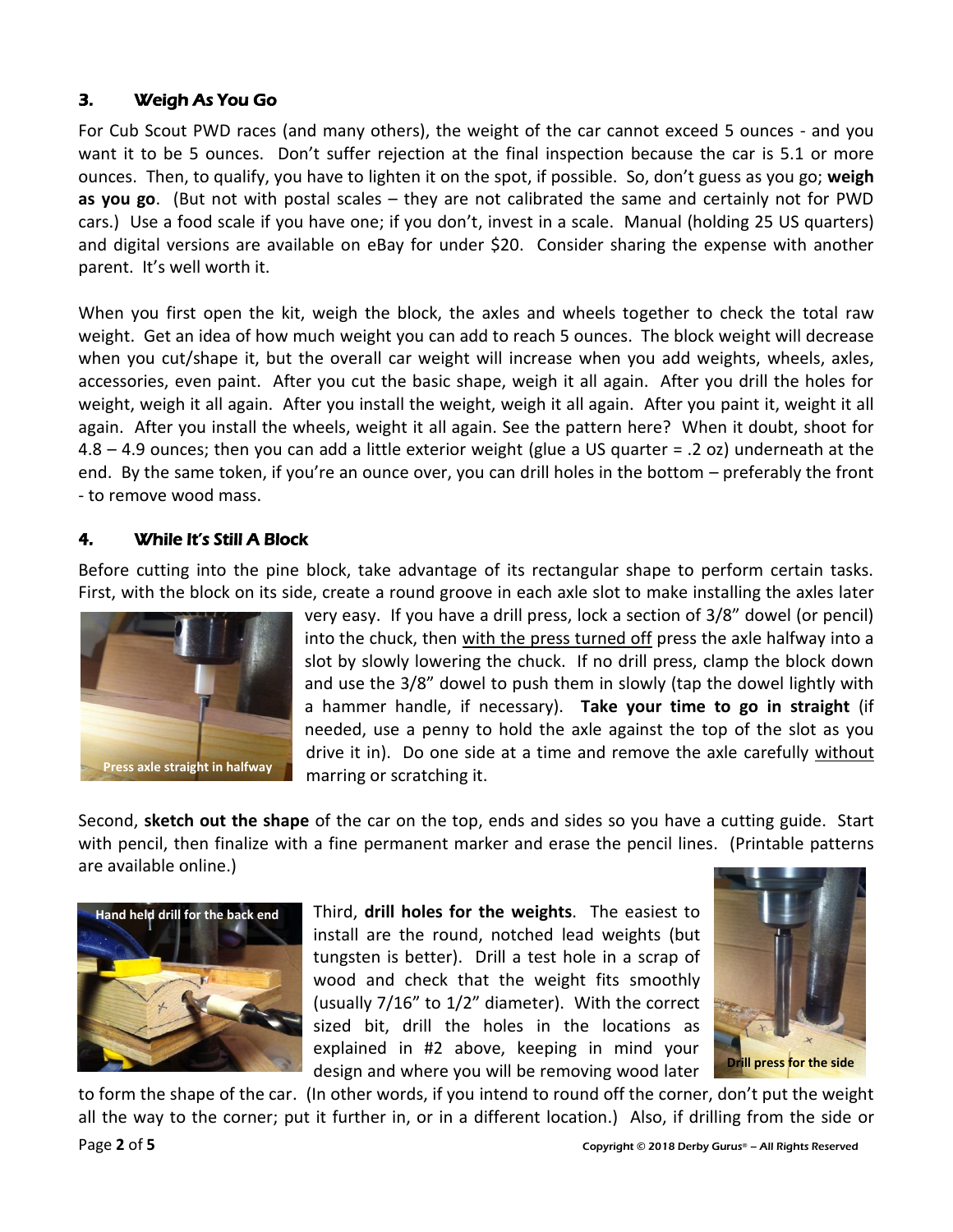### 3. Weigh As You Go

For Cub Scout PWD races (and many others), the weight of the car cannot exceed 5 ounces - and you want it to be 5 ounces. Don't suffer rejection at the final inspection because the car is 5.1 or more ounces. Then, to qualify, you have to lighten it on the spot, if possible. So, don't guess as you go; **weigh as you go**. (But not with postal scales – they are not calibrated the same and certainly not for PWD cars.) Use a food scale if you have one; if you don't, invest in a scale. Manual (holding 25 US quarters) and digital versions are available on eBay for under $20. Consider sharing the expense with another parent. It's well worth it.

When you first open the kit, weigh the block, the axles and wheels together to check the total raw weight. Get an idea of how much weight you can add to reach 5 ounces. The block weight will decrease when you cut/shape it, but the overall car weight will increase when you add weights, wheels, axles, accessories, even paint. After you cut the basic shape, weigh it all again. After you drill the holes for weight, weigh it all again. After you install the weight, weigh it all again. After you paint it, weight it all again. After you install the wheels, weight it all again. See the pattern here? When it doubt, shoot for 4.8 – 4.9 ounces; then you can add a little exterior weight (glue a US quarter = .2 oz) underneath at the end. By the same token, if you're an ounce over, you can drill holes in the bottom – preferably the front - to remove wood mass.

### 4. While It's Still A Block

Before cutting into the pine block, take advantage of its rectangular shape to perform certain tasks. First, with the block on its side, create a round groove in each axle slot to make installing the axles later very easy. If you have a drill press, lock a section of 3/8" dowel (or pencil) into the chuck, then with the press turned off press the axle halfway into a slot by slowly lowering the chuck. If no drill press, clamp the block down and use the 3/8" dowel to push them in slowly (tap the dowel lightly with a hammer handle, if necessary). **Take your time to go in straight** (if needed, use a penny to hold the axle against the top of the slot as you drive it in). Do one side at a time and remove the axle carefully without marring or scratching it.

Press axle straight in halfway

Second, **sketch out the shape** of the car on the top, ends and sides so you have a cutting guide. Start with pencil, then finalize with a fine permanent marker and erase the pencil lines. (Printable patterns are available online.)

Hand held drill for the back end

Third, **drill holes for the weights**. The easiest to install are the round, notched lead weights (but tungsten is better). Drill a test hole in a scrap of wood and check that the weight fits smoothly (usually 7/16" to 1/2" diameter). With the correct sized bit, drill the holes in the locations as explained in #2 above, keeping in mind your design and where you will be removing wood later to form the shape of the car. (In other words, if you intend to round off the corner, don't put the weight all the way to the corner; put it further in, or in a different location.) Also, if drilling from the side or

Drill press for the side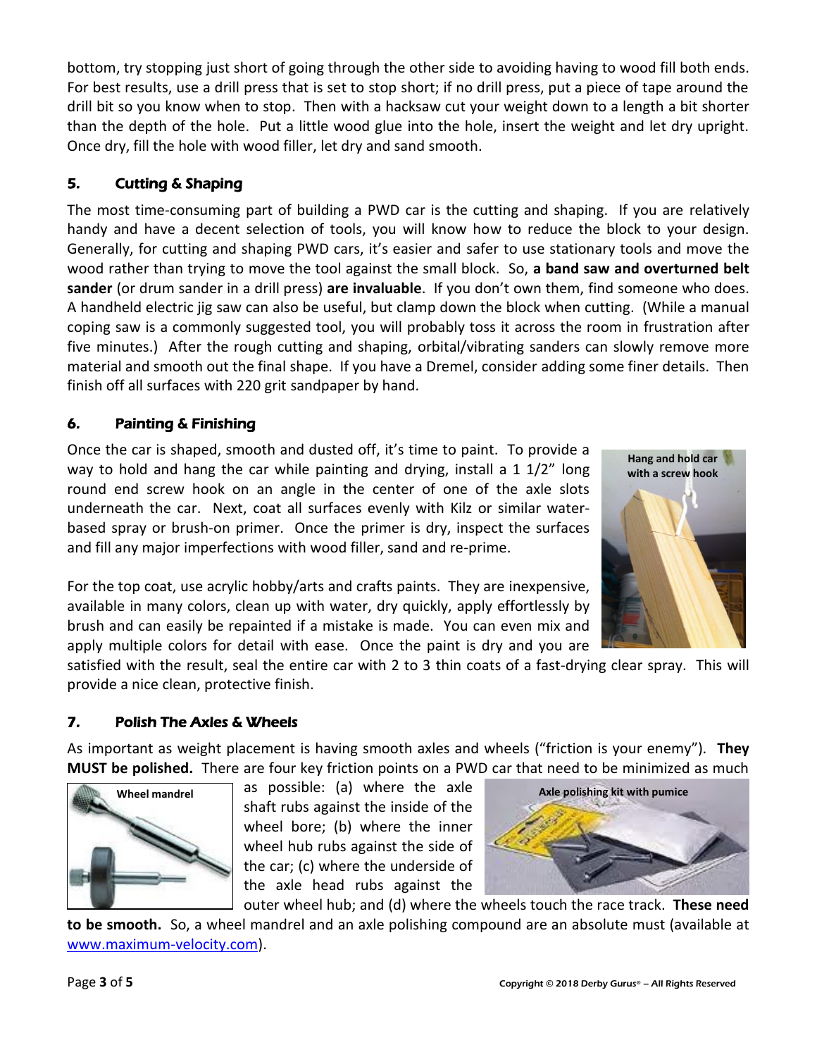bottom, try stopping just short of going through the other side to avoiding having to wood fill both ends. For best results, use a drill press that is set to stop short; if no drill press, put a piece of tape around the drill bit so you know when to stop. Then with a hacksaw cut your weight down to a length a bit shorter than the depth of the hole. Put a little wood glue into the hole, insert the weight and let dry upright. Once dry, fill the hole with wood filler, let dry and sand smooth.

### 5. Cutting & Shaping

The most time-consuming part of building a PWD car is the cutting and shaping. If you are relatively handy and have a decent selection of tools, you will know how to reduce the block to your design. Generally, for cutting and shaping PWD cars, it's easier and safer to use stationary tools and move the wood rather than trying to move the tool against the small block. So, **a band saw and overturned belt sander** (or drum sander in a drill press) **are invaluable**. If you don't own them, find someone who does. A handheld electric jig saw can also be useful, but clamp down the block when cutting. (While a manual coping saw is a commonly suggested tool, you will probably toss it across the room in frustration after five minutes.) After the rough cutting and shaping, orbital/vibrating sanders can slowly remove more material and smooth out the final shape. If you have a Dremel, consider adding some finer details. Then finish off all surfaces with 220 grit sandpaper by hand.

### 6. Painting & Finishing

Once the car is shaped, smooth and dusted off, it's time to paint. To provide a way to hold and hang the car while painting and drying, install a 1 1/2" long round end screw hook on an angle in the center of one of the axle slots underneath the car. Next, coat all surfaces evenly with Kilz or similar water-based spray or brush-on primer. Once the primer is dry, inspect the surfaces and fill any major imperfections with wood filler, sand and re-prime.

Hang and hold car with a screw hook

For the top coat, use acrylic hobby/arts and crafts paints. They are inexpensive, available in many colors, clean up with water, dry quickly, apply effortlessly by brush and can easily be repainted if a mistake is made. You can even mix and apply multiple colors for detail with ease. Once the paint is dry and you are satisfied with the result, seal the entire car with 2 to 3 thin coats of a fast-drying clear spray. This will provide a nice clean, protective finish.

### 7. Polish The Axles & Wheels

As important as weight placement is having smooth axles and wheels ("friction is your enemy"). **They MUST be polished.** There are four key friction points on a PWD car that need to be minimized as much as possible: (a) where the axle shaft rubs against the inside of the wheel bore; (b) where the inner wheel hub rubs against the side of the car; (c) where the underside of the axle head rubs against the outer wheel hub; and (d) where the wheels touch the race track. **These need to be smooth.** So, a wheel mandrel and an axle polishing compound are an absolute must (available at www.maximum-velocity.com).

Wheel mandrel

Axle polishing kit with pumice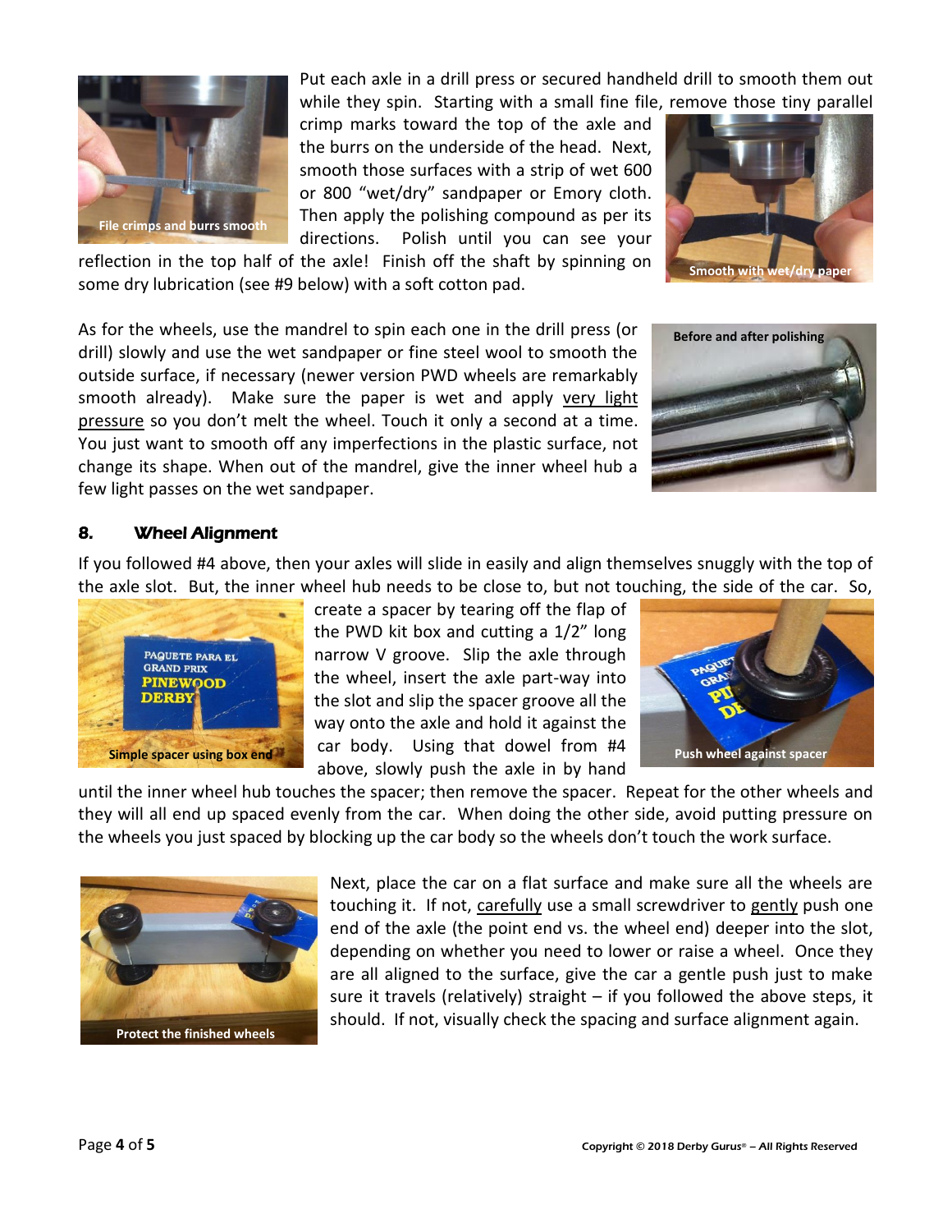File crimps and burrs smooth

Put each axle in a drill press or secured handheld drill to smooth them out while they spin. Starting with a small fine file, remove those tiny parallel crimp marks toward the top of the axle and the burrs on the underside of the head. Next, smooth those surfaces with a strip of wet 600 or 800 "wet/dry" sandpaper or Emory cloth. Then apply the polishing compound as per its directions. Polish until you can see your reflection in the top half of the axle! Finish off the shaft by spinning on some dry lubrication (see #9 below) with a soft cotton pad.

Smooth with wet/dry paper

As for the wheels, use the mandrel to spin each one in the drill press (or drill) slowly and use the wet sandpaper or fine steel wool to smooth the outside surface, if necessary (newer version PWD wheels are remarkably smooth already). Make sure the paper is wet and apply <u>very light pressure</u> so you don't melt the wheel. Touch it only a second at a time. You just want to smooth off any imperfections in the plastic surface, not change its shape. When out of the mandrel, give the inner wheel hub a few light passes on the wet sandpaper.

Before and after polishing

## 8. Wheel Alignment

If you followed #4 above, then your axles will slide in easily and align themselves snuggly with the top of the axle slot. But, the inner wheel hub needs to be close to, but not touching, the side of the car. So, create a spacer by tearing off the flap of the PWD kit box and cutting a 1/2" long narrow V groove. Slip the axle through the wheel, insert the axle part-way into the slot and slip the spacer groove all the way onto the axle and hold it against the car body. Using that dowel from #4 above, slowly push the axle in by hand until the inner wheel hub touches the spacer; then remove the spacer. Repeat for the other wheels and they will all end up spaced evenly from the car. When doing the other side, avoid putting pressure on the wheels you just spaced by blocking up the car body so the wheels don't touch the work surface.

Simple spacer using box end

Push wheel against spacer

Next, place the car on a flat surface and make sure all the wheels are touching it. If not, <u>carefully</u> use a small screwdriver to <u>gently</u> push one end of the axle (the point end vs. the wheel end) deeper into the slot, depending on whether you need to lower or raise a wheel. Once they are all aligned to the surface, give the car a gentle push just to make sure it travels (relatively) straight – if you followed the above steps, it should. If not, visually check the spacing and surface alignment again.

Protect the finished wheels

Copyright © 2018 Derby Gurus® – All Rights Reserved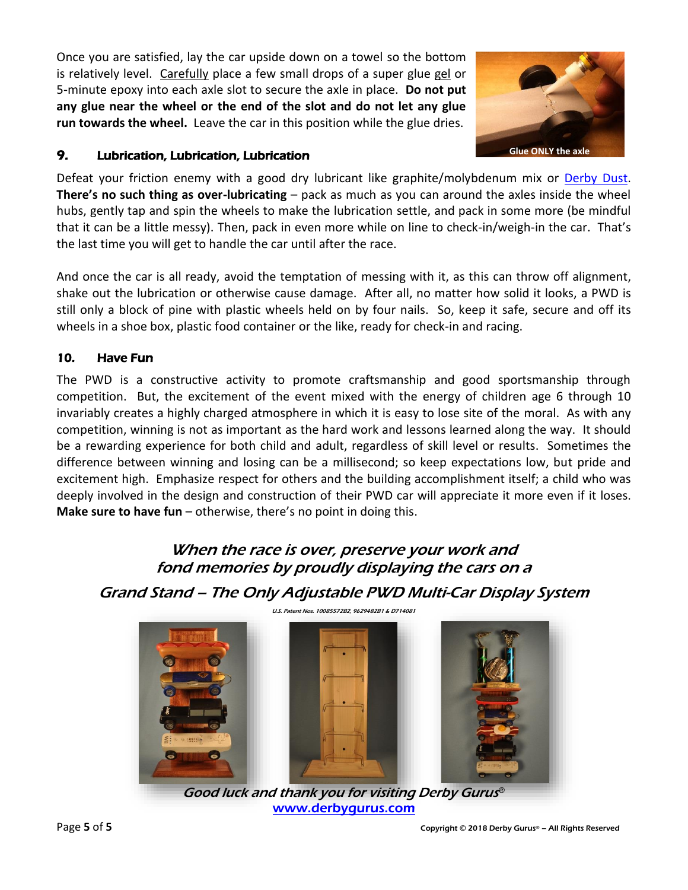Once you are satisfied, lay the car upside down on a towel so the bottom is relatively level. Carefully place a few small drops of a super glue gel or 5-minute epoxy into each axle slot to secure the axle in place. **Do not put any glue near the wheel or the end of the slot and do not let any glue run towards the wheel.** Leave the car in this position while the glue dries.

Glue ONLY the axle

### 9. Lubrication, Lubrication, Lubrication

Defeat your friction enemy with a good dry lubricant like graphite/molybdenum mix or Derby Dust. **There's no such thing as over-lubricating** – pack as much as you can around the axles inside the wheel hubs, gently tap and spin the wheels to make the lubrication settle, and pack in some more (be mindful that it can be a little messy). Then, pack in even more while on line to check-in/weigh-in the car. That's the last time you will get to handle the car until after the race.

And once the car is all ready, avoid the temptation of messing with it, as this can throw off alignment, shake out the lubrication or otherwise cause damage. After all, no matter how solid it looks, a PWD is still only a block of pine with plastic wheels held on by four nails. So, keep it safe, secure and off its wheels in a shoe box, plastic food container or the like, ready for check-in and racing.

### 10. Have Fun

The PWD is a constructive activity to promote craftsmanship and good sportsmanship through competition. But, the excitement of the event mixed with the energy of children age 6 through 10 invariably creates a highly charged atmosphere in which it is easy to lose site of the moral. As with any competition, winning is not as important as the hard work and lessons learned along the way. It should be a rewarding experience for both child and adult, regardless of skill level or results. Sometimes the difference between winning and losing can be a millisecond; so keep expectations low, but pride and excitement high. Emphasize respect for others and the building accomplishment itself; a child who was deeply involved in the design and construction of their PWD car will appreciate it more even if it loses. **Make sure to have fun** – otherwise, there's no point in doing this.

***When the race is over, preserve your work and fond memories by proudly displaying the cars on a***

***Grand Stand – The Only Adjustable PWD Multi-Car Display System***

*U.S. Patent Nos. 10085572B2, 9629482B1 & D714081*

***Good luck and thank you for visiting Derby Gurus®***

www.derbygurus.com

Copyright © 2018 Derby Gurus® – All Rights Reserved